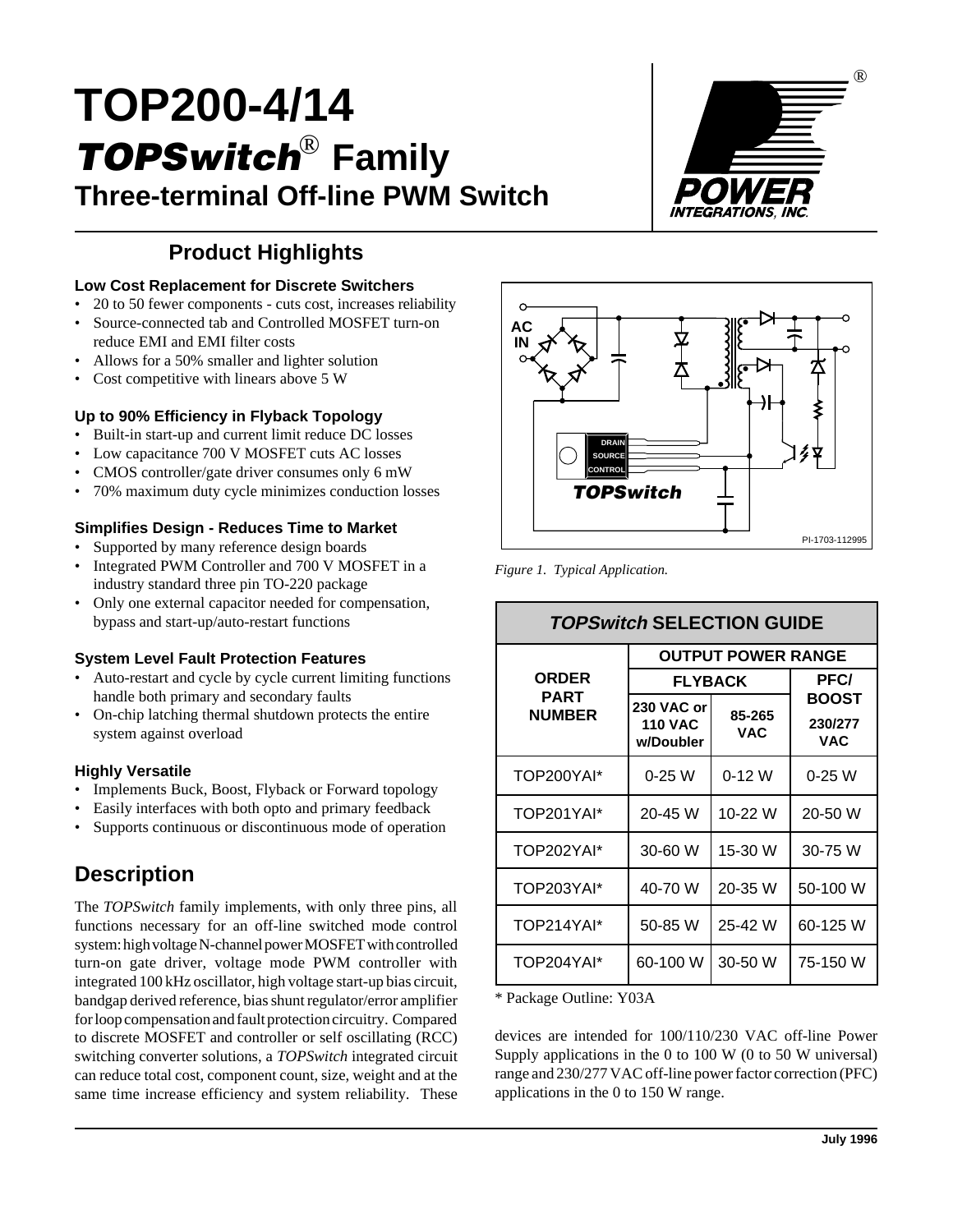# TOP200-4/14
## *TOPSwitch*® Family
## Three-terminal Off-line PWM Switch

## Product Highlights

**Low Cost Replacement for Discrete Switchers**
- 20 to 50 fewer components - cuts cost, increases reliability
- Source-connected tab and Controlled MOSFET turn-on reduce EMI and EMI filter costs
- Allows for a 50% smaller and lighter solution
- Cost competitive with linears above 5 W

**Up to 90% Efficiency in Flyback Topology**
- Built-in start-up and current limit reduce DC losses
- Low capacitance 700 V MOSFET cuts AC losses
- CMOS controller/gate driver consumes only 6 mW
- 70% maximum duty cycle minimizes conduction losses

**Simplifies Design - Reduces Time to Market**
- Supported by many reference design boards
- Integrated PWM Controller and 700 V MOSFET in a industry standard three pin TO-220 package
- Only one external capacitor needed for compensation, bypass and start-up/auto-restart functions

**System Level Fault Protection Features**
- Auto-restart and cycle by cycle current limiting functions handle both primary and secondary faults
- On-chip latching thermal shutdown protects the entire system against overload

**Highly Versatile**
- Implements Buck, Boost, Flyback or Forward topology
- Easily interfaces with both opto and primary feedback
- Supports continuous or discontinuous mode of operation

## Description

The *TOPSwitch* family implements, with only three pins, all functions necessary for an off-line switched mode control system: high voltage N-channel power MOSFET with controlled turn-on gate driver, voltage mode PWM controller with integrated 100 kHz oscillator, high voltage start-up bias circuit, bandgap derived reference, bias shunt regulator/error amplifier for loop compensation and fault protection circuitry. Compared to discrete MOSFET and controller or self oscillating (RCC) switching converter solutions, a *TOPSwitch* integrated circuit can reduce total cost, component count, size, weight and at the same time increase efficiency and system reliability. These devices are intended for 100/110/230 VAC off-line Power Supply applications in the 0 to 100 W (0 to 50 W universal) range and 230/277 VAC off-line power factor correction (PFC) applications in the 0 to 150 W range.

*Figure 1. Typical Application.*

| *TOPSwitch* SELECTION GUIDE | | | |
|---|---|---|---|
| ORDER PART NUMBER | OUTPUT POWER RANGE | | |
| | FLYBACK | | PFC/ BOOST |
| | 230 VAC or 110 VAC w/Doubler | 85-265 VAC | 230/277 VAC |
| TOP200YAI* | 0-25 W | 0-12 W | 0-25 W |
| TOP201YAI* | 20-45 W | 10-22 W | 20-50 W |
| TOP202YAI* | 30-60 W | 15-30 W | 30-75 W |
| TOP203YAI* | 40-70 W | 20-35 W | 50-100 W |
| TOP214YAI* | 50-85 W | 25-42 W | 60-125 W |
| TOP204YAI* | 60-100 W | 30-50 W | 75-150 W |

\* Package Outline: Y03A

July 1996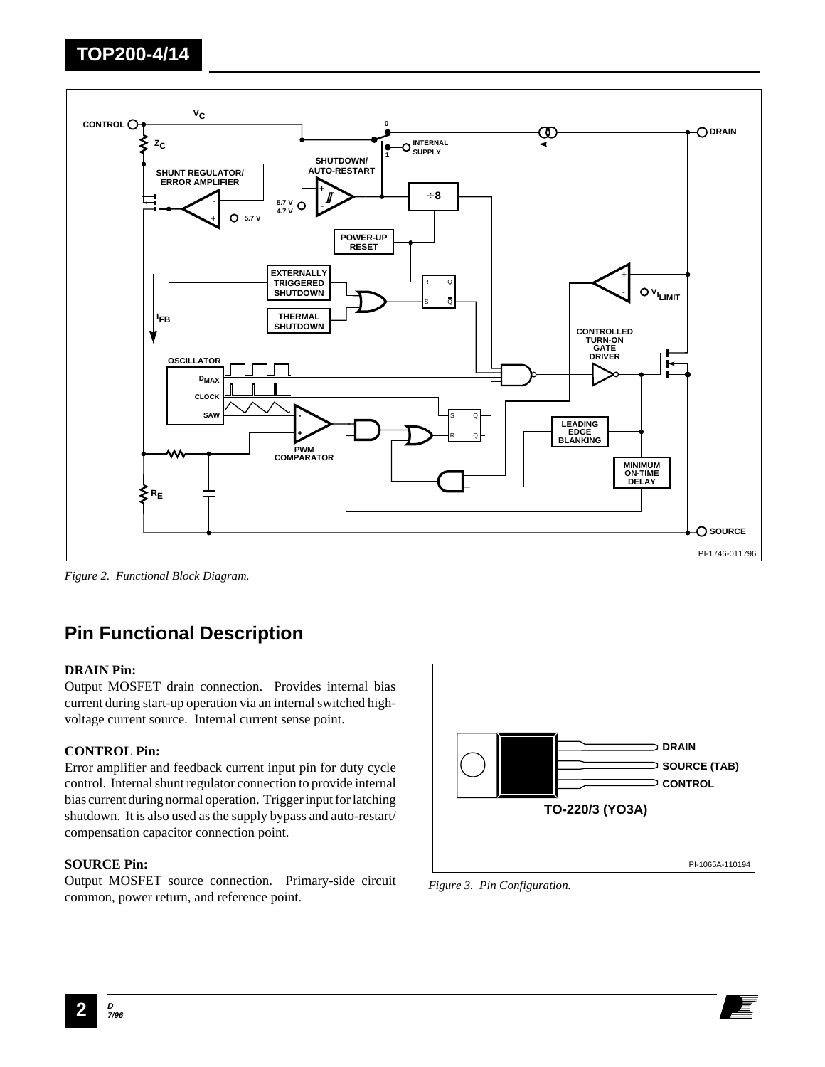*Figure 2. Functional Block Diagram.*

## Pin Functional Description

**DRAIN Pin:**

Output MOSFET drain connection. Provides internal bias current during start-up operation via an internal switched high-voltage current source. Internal current sense point.

**CONTROL Pin:**

Error amplifier and feedback current input pin for duty cycle control. Internal shunt regulator connection to provide internal bias current during normal operation. Trigger input for latching shutdown. It is also used as the supply bypass and auto-restart/compensation capacitor connection point.

**SOURCE Pin:**

Output MOSFET source connection. Primary-side circuit common, power return, and reference point.

*Figure 3. Pin Configuration.*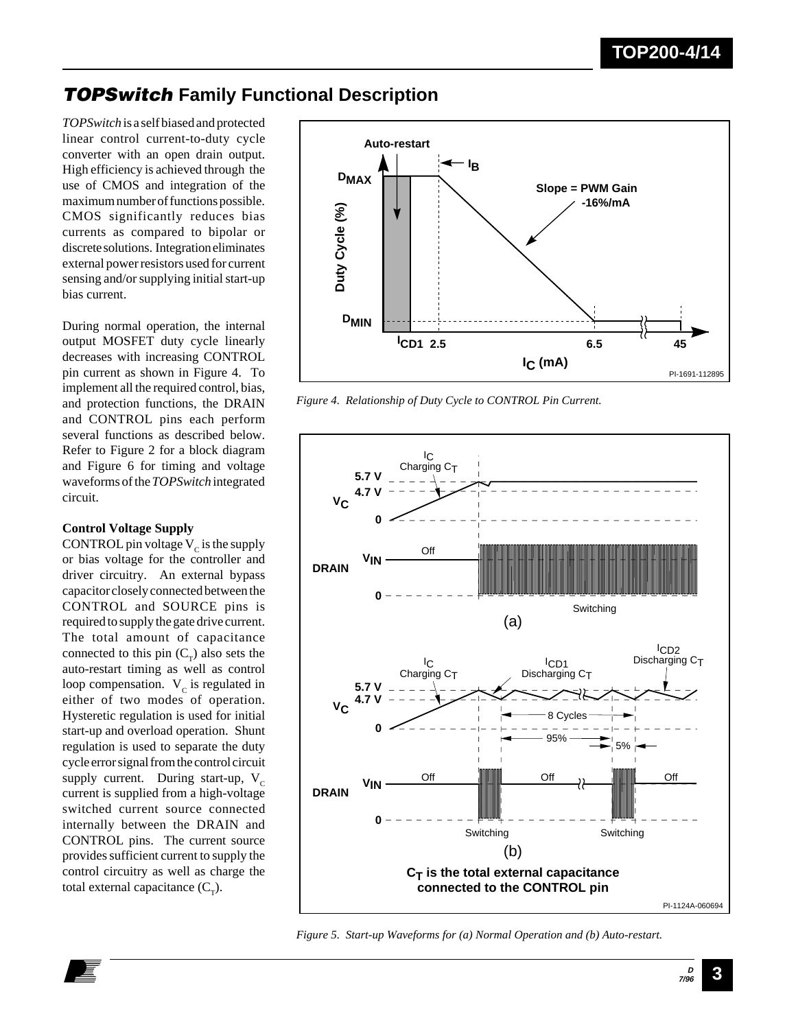# *TOPSwitch* Family Functional Description

*TOPSwitch* is a self biased and protected linear control current-to-duty cycle converter with an open drain output. High efficiency is achieved through the use of CMOS and integration of the maximum number of functions possible. CMOS significantly reduces bias currents as compared to bipolar or discrete solutions. Integration eliminates external power resistors used for current sensing and/or supplying initial start-up bias current.

During normal operation, the internal output MOSFET duty cycle linearly decreases with increasing CONTROL pin current as shown in Figure 4. To implement all the required control, bias, and protection functions, the DRAIN and CONTROL pins each perform several functions as described below. Refer to Figure 2 for a block diagram and Figure 6 for timing and voltage waveforms of the *TOPSwitch* integrated circuit.

### Control Voltage Supply

CONTROL pin voltage $V_C$ is the supply or bias voltage for the controller and driver circuitry. An external bypass capacitor closely connected between the CONTROL and SOURCE pins is required to supply the gate drive current. The total amount of capacitance connected to this pin ($C_T$) also sets the auto-restart timing as well as control loop compensation. $V_C$ is regulated in either of two modes of operation. Hysteretic regulation is used for initial start-up and overload operation. Shunt regulation is used to separate the duty cycle error signal from the control circuit supply current. During start-up, $V_C$ current is supplied from a high-voltage switched current source connected internally between the DRAIN and CONTROL pins. The current source provides sufficient current to supply the control circuitry as well as charge the total external capacitance ($C_T$).

*Figure 4. Relationship of Duty Cycle to CONTROL Pin Current.*

*Figure 5. Start-up Waveforms for (a) Normal Operation and (b) Auto-restart.*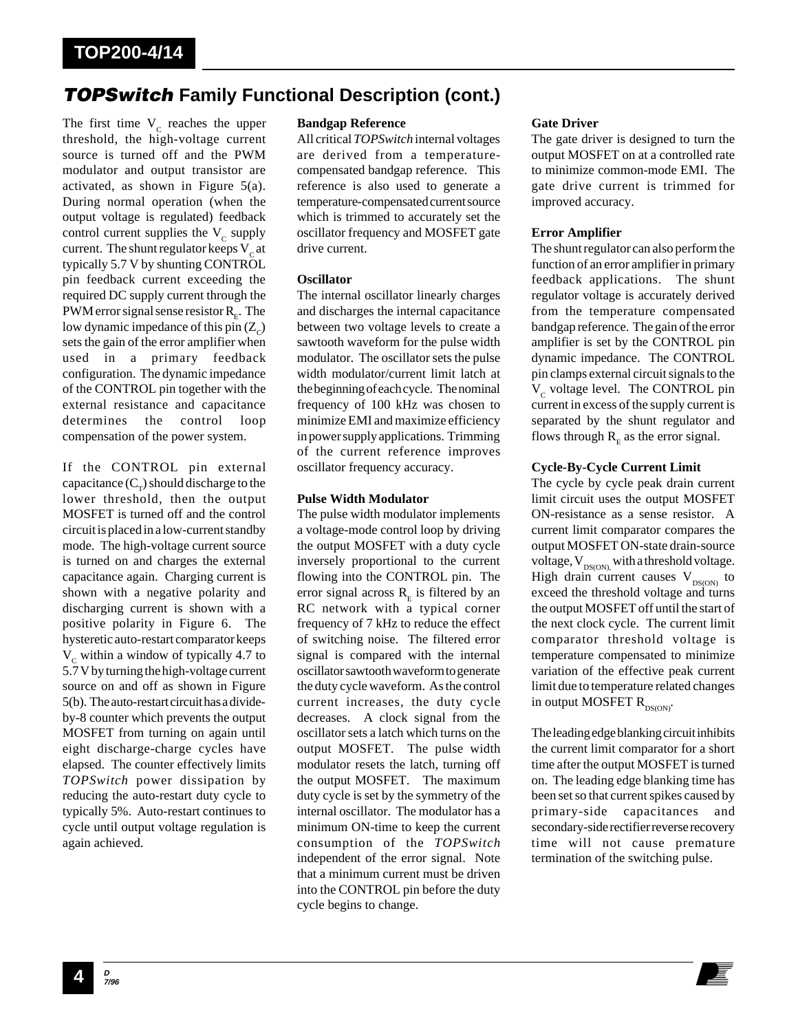## *TOPSwitch* Family Functional Description (cont.)

The first time $V_C$ reaches the upper threshold, the high-voltage current source is turned off and the PWM modulator and output transistor are activated, as shown in Figure 5(a). During normal operation (when the output voltage is regulated) feedback control current supplies the $V_C$ supply current. The shunt regulator keeps $V_C$ at typically 5.7 V by shunting CONTROL pin feedback current exceeding the required DC supply current through the PWM error signal sense resistor $R_E$. The low dynamic impedance of this pin ($Z_C$) sets the gain of the error amplifier when used in a primary feedback configuration. The dynamic impedance of the CONTROL pin together with the external resistance and capacitance determines the control loop compensation of the power system.

If the CONTROL pin external capacitance ($C_T$) should discharge to the lower threshold, then the output MOSFET is turned off and the control circuit is placed in a low-current standby mode. The high-voltage current source is turned on and charges the external capacitance again. Charging current is shown with a negative polarity and discharging current is shown with a positive polarity in Figure 6. The hysteretic auto-restart comparator keeps $V_C$ within a window of typically 4.7 to 5.7 V by turning the high-voltage current source on and off as shown in Figure 5(b). The auto-restart circuit has a divide-by-8 counter which prevents the output MOSFET from turning on again until eight discharge-charge cycles have elapsed. The counter effectively limits *TOPSwitch* power dissipation by reducing the auto-restart duty cycle to typically 5%. Auto-restart continues to cycle until output voltage regulation is again achieved.

**Bandgap Reference**

All critical *TOPSwitch* internal voltages are derived from a temperature-compensated bandgap reference. This reference is also used to generate a temperature-compensated current source which is trimmed to accurately set the oscillator frequency and MOSFET gate drive current.

**Oscillator**

The internal oscillator linearly charges and discharges the internal capacitance between two voltage levels to create a sawtooth waveform for the pulse width modulator. The oscillator sets the pulse width modulator/current limit latch at the beginning of each cycle. The nominal frequency of 100 kHz was chosen to minimize EMI and maximize efficiency in power supply applications. Trimming of the current reference improves oscillator frequency accuracy.

**Pulse Width Modulator**

The pulse width modulator implements a voltage-mode control loop by driving the output MOSFET with a duty cycle inversely proportional to the current flowing into the CONTROL pin. The error signal across $R_E$ is filtered by an RC network with a typical corner frequency of 7 kHz to reduce the effect of switching noise. The filtered error signal is compared with the internal oscillator sawtooth waveform to generate the duty cycle waveform. As the control current increases, the duty cycle decreases. A clock signal from the oscillator sets a latch which turns on the output MOSFET. The pulse width modulator resets the latch, turning off the output MOSFET. The maximum duty cycle is set by the symmetry of the internal oscillator. The modulator has a minimum ON-time to keep the current consumption of the *TOPSwitch* independent of the error signal. Note that a minimum current must be driven into the CONTROL pin before the duty cycle begins to change.

**Gate Driver**

The gate driver is designed to turn the output MOSFET on at a controlled rate to minimize common-mode EMI. The gate drive current is trimmed for improved accuracy.

**Error Amplifier**

The shunt regulator can also perform the function of an error amplifier in primary feedback applications. The shunt regulator voltage is accurately derived from the temperature compensated bandgap reference. The gain of the error amplifier is set by the CONTROL pin dynamic impedance. The CONTROL pin clamps external circuit signals to the $V_C$ voltage level. The CONTROL pin current in excess of the supply current is separated by the shunt regulator and flows through $R_E$ as the error signal.

**Cycle-By-Cycle Current Limit**

The cycle by cycle peak drain current limit circuit uses the output MOSFET ON-resistance as a sense resistor. A current limit comparator compares the output MOSFET ON-state drain-source voltage, $V_{DS(ON)}$, with a threshold voltage. High drain current causes $V_{DS(ON)}$ to exceed the threshold voltage and turns the output MOSFET off until the start of the next clock cycle. The current limit comparator threshold voltage is temperature compensated to minimize variation of the effective peak current limit due to temperature related changes in output MOSFET $R_{DS(ON)}$.

The leading edge blanking circuit inhibits the current limit comparator for a short time after the output MOSFET is turned on. The leading edge blanking time has been set so that current spikes caused by primary-side capacitances and secondary-side rectifier reverse recovery time will not cause premature termination of the switching pulse.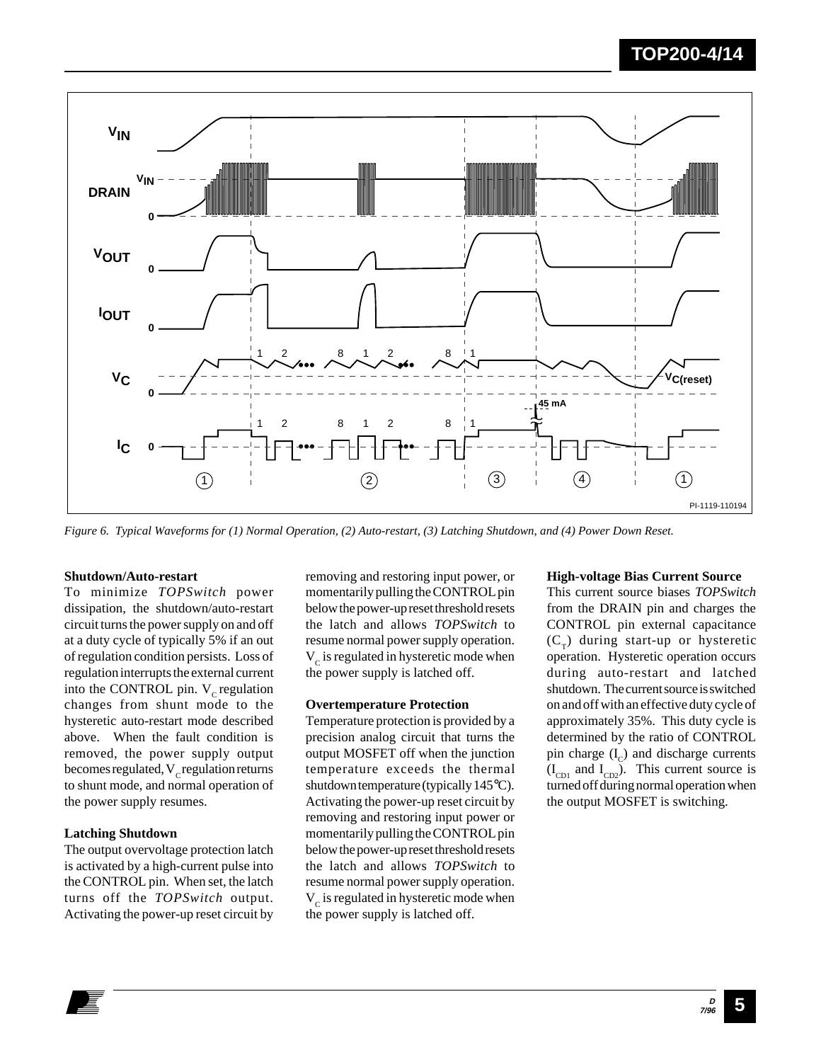*Figure 6. Typical Waveforms for (1) Normal Operation, (2) Auto-restart, (3) Latching Shutdown, and (4) Power Down Reset.*

**Shutdown/Auto-restart**

To minimize *TOPSwitch* power dissipation, the shutdown/auto-restart circuit turns the power supply on and off at a duty cycle of typically 5% if an out of regulation condition persists. Loss of regulation interrupts the external current into the CONTROL pin. $V_C$ regulation changes from shunt mode to the hysteretic auto-restart mode described above. When the fault condition is removed, the power supply output becomes regulated, $V_C$ regulation returns to shunt mode, and normal operation of the power supply resumes.

**Latching Shutdown**

The output overvoltage protection latch is activated by a high-current pulse into the CONTROL pin. When set, the latch turns off the *TOPSwitch* output. Activating the power-up reset circuit by removing and restoring input power, or momentarily pulling the CONTROL pin below the power-up reset threshold resets the latch and allows *TOPSwitch* to resume normal power supply operation. $V_C$ is regulated in hysteretic mode when the power supply is latched off.

**Overtemperature Protection**

Temperature protection is provided by a precision analog circuit that turns the output MOSFET off when the junction temperature exceeds the thermal shutdown temperature (typically 145°C). Activating the power-up reset circuit by removing and restoring input power or momentarily pulling the CONTROL pin below the power-up reset threshold resets the latch and allows *TOPSwitch* to resume normal power supply operation. $V_C$ is regulated in hysteretic mode when the power supply is latched off.

**High-voltage Bias Current Source**

This current source biases *TOPSwitch* from the DRAIN pin and charges the CONTROL pin external capacitance ($C_T$) during start-up or hysteretic operation. Hysteretic operation occurs during auto-restart and latched shutdown. The current source is switched on and off with an effective duty cycle of approximately 35%. This duty cycle is determined by the ratio of CONTROL pin charge ($I_C$) and discharge currents ($I_{CD1}$ and $I_{CD2}$). This current source is turned off during normal operation when the output MOSFET is switching.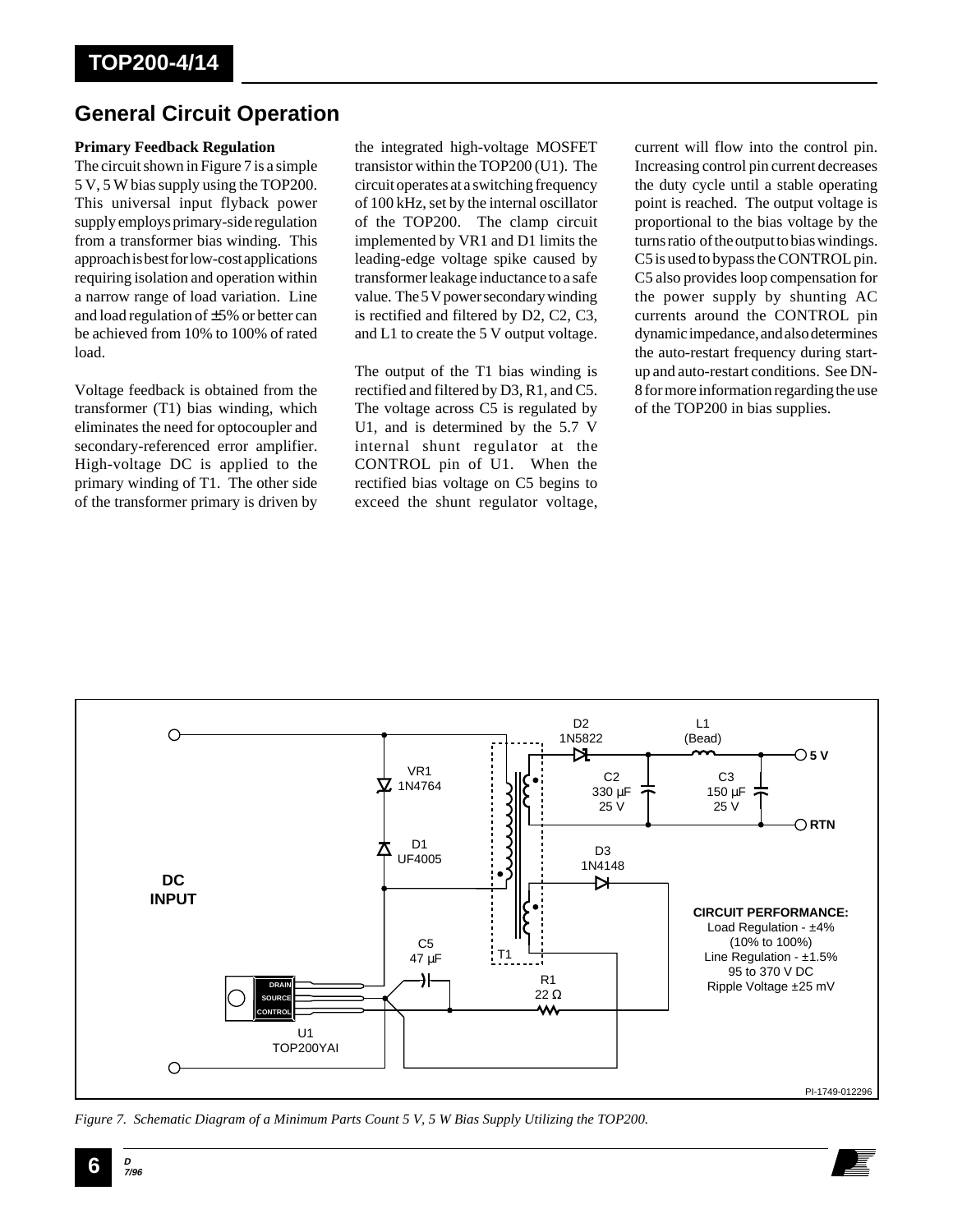## General Circuit Operation

**Primary Feedback Regulation**

The circuit shown in Figure 7 is a simple 5 V, 5 W bias supply using the TOP200. This universal input flyback power supply employs primary-side regulation from a transformer bias winding. This approach is best for low-cost applications requiring isolation and operation within a narrow range of load variation. Line and load regulation of ±5% or better can be achieved from 10% to 100% of rated load.

Voltage feedback is obtained from the transformer (T1) bias winding, which eliminates the need for optocoupler and secondary-referenced error amplifier. High-voltage DC is applied to the primary winding of T1. The other side of the transformer primary is driven by the integrated high-voltage MOSFET transistor within the TOP200 (U1). The circuit operates at a switching frequency of 100 kHz, set by the internal oscillator of the TOP200. The clamp circuit implemented by VR1 and D1 limits the leading-edge voltage spike caused by transformer leakage inductance to a safe value. The 5 V power secondary winding is rectified and filtered by D2, C2, C3, and L1 to create the 5 V output voltage.

The output of the T1 bias winding is rectified and filtered by D3, R1, and C5. The voltage across C5 is regulated by U1, and is determined by the 5.7 V internal shunt regulator at the CONTROL pin of U1. When the rectified bias voltage on C5 begins to exceed the shunt regulator voltage, current will flow into the control pin. Increasing control pin current decreases the duty cycle until a stable operating point is reached. The output voltage is proportional to the bias voltage by the turns ratio of the output to bias windings. C5 is used to bypass the CONTROL pin. C5 also provides loop compensation for the power supply by shunting AC currents around the CONTROL pin dynamic impedance, and also determines the auto-restart frequency during start-up and auto-restart conditions. See DN-8 for more information regarding the use of the TOP200 in bias supplies.

DC INPUT

VR1 1N4764

D1 UF4005

D2 1N5822

L1 (Bead)

C2 330 µF 25 V

C3 150 µF 25 V

5 V

RTN

D3 1N4148

T1

C5 47 µF

R1 22 Ω

DRAIN SOURCE CONTROL

U1 TOP200YAI

**CIRCUIT PERFORMANCE:**
Load Regulation - ±4% (10% to 100%)
Line Regulation - ±1.5% 95 to 370 V DC
Ripple Voltage ±25 mV

PI-1749-012296

*Figure 7. Schematic Diagram of a Minimum Parts Count 5 V, 5 W Bias Supply Utilizing the TOP200.*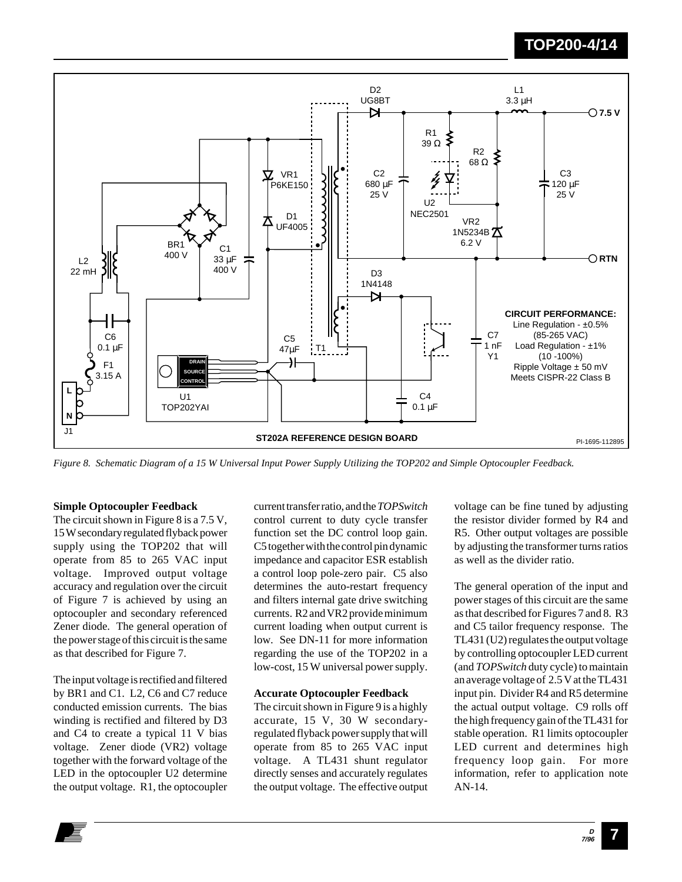*Figure 8. Schematic Diagram of a 15 W Universal Input Power Supply Utilizing the TOP202 and Simple Optocoupler Feedback.*

### Simple Optocoupler Feedback

The circuit shown in Figure 8 is a 7.5 V, 15 W secondary regulated flyback power supply using the TOP202 that will operate from 85 to 265 VAC input voltage. Improved output voltage accuracy and regulation over the circuit of Figure 7 is achieved by using an optocoupler and secondary referenced Zener diode. The general operation of the power stage of this circuit is the same as that described for Figure 7.

The input voltage is rectified and filtered by BR1 and C1. L2, C6 and C7 reduce conducted emission currents. The bias winding is rectified and filtered by D3 and C4 to create a typical 11 V bias voltage. Zener diode (VR2) voltage together with the forward voltage of the LED in the optocoupler U2 determine the output voltage. R1, the optocoupler current transfer ratio, and the *TOPSwitch* control current to duty cycle transfer function set the DC control loop gain. C5 together with the control pin dynamic impedance and capacitor ESR establish a control loop pole-zero pair. C5 also determines the auto-restart frequency and filters internal gate drive switching currents. R2 and VR2 provide minimum current loading when output current is low. See DN-11 for more information regarding the use of the TOP202 in a low-cost, 15 W universal power supply.

### Accurate Optocoupler Feedback

The circuit shown in Figure 9 is a highly accurate, 15 V, 30 W secondary-regulated flyback power supply that will operate from 85 to 265 VAC input voltage. A TL431 shunt regulator directly senses and accurately regulates the output voltage. The effective output voltage can be fine tuned by adjusting the resistor divider formed by R4 and R5. Other output voltages are possible by adjusting the transformer turns ratios as well as the divider ratio.

The general operation of the input and power stages of this circuit are the same as that described for Figures 7 and 8. R3 and C5 tailor frequency response. The TL431 (U2) regulates the output voltage by controlling optocoupler LED current (and *TOPSwitch* duty cycle) to maintain an average voltage of 2.5 V at the TL431 input pin. Divider R4 and R5 determine the actual output voltage. C9 rolls off the high frequency gain of the TL431 for stable operation. R1 limits optocoupler LED current and determines high frequency loop gain. For more information, refer to application note AN-14.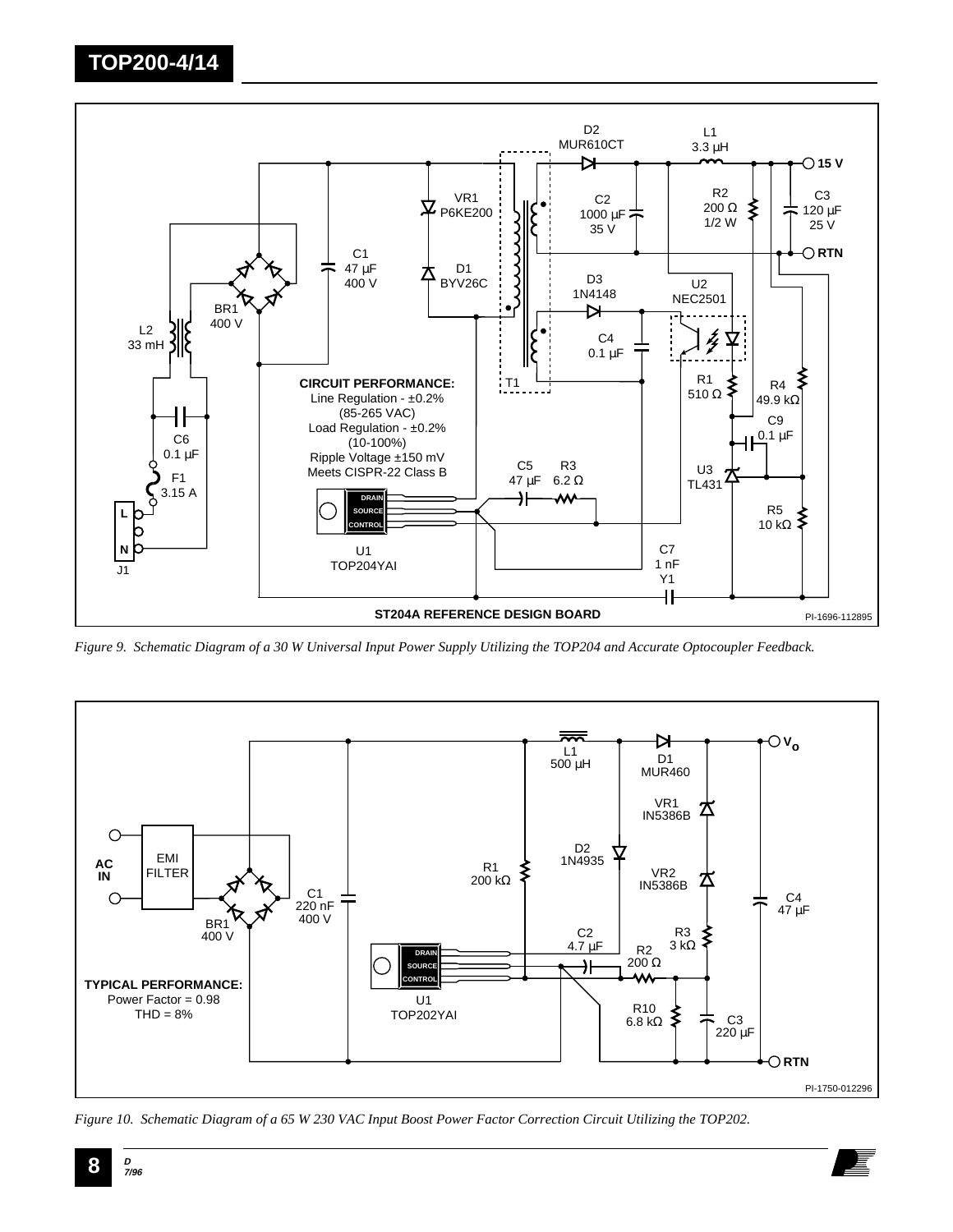**CIRCUIT PERFORMANCE:**
Line Regulation - ±0.2%
(85-265 VAC)
Load Regulation - ±0.2%
(10-100%)
Ripple Voltage ±150 mV
Meets CISPR-22 Class B

**ST204A REFERENCE DESIGN BOARD**

PI-1696-112895

*Figure 9. Schematic Diagram of a 30 W Universal Input Power Supply Utilizing the TOP204 and Accurate Optocoupler Feedback.*

**TYPICAL PERFORMANCE:**
Power Factor = 0.98
THD = 8%

PI-1750-012296

*Figure 10. Schematic Diagram of a 65 W 230 VAC Input Boost Power Factor Correction Circuit Utilizing the TOP202.*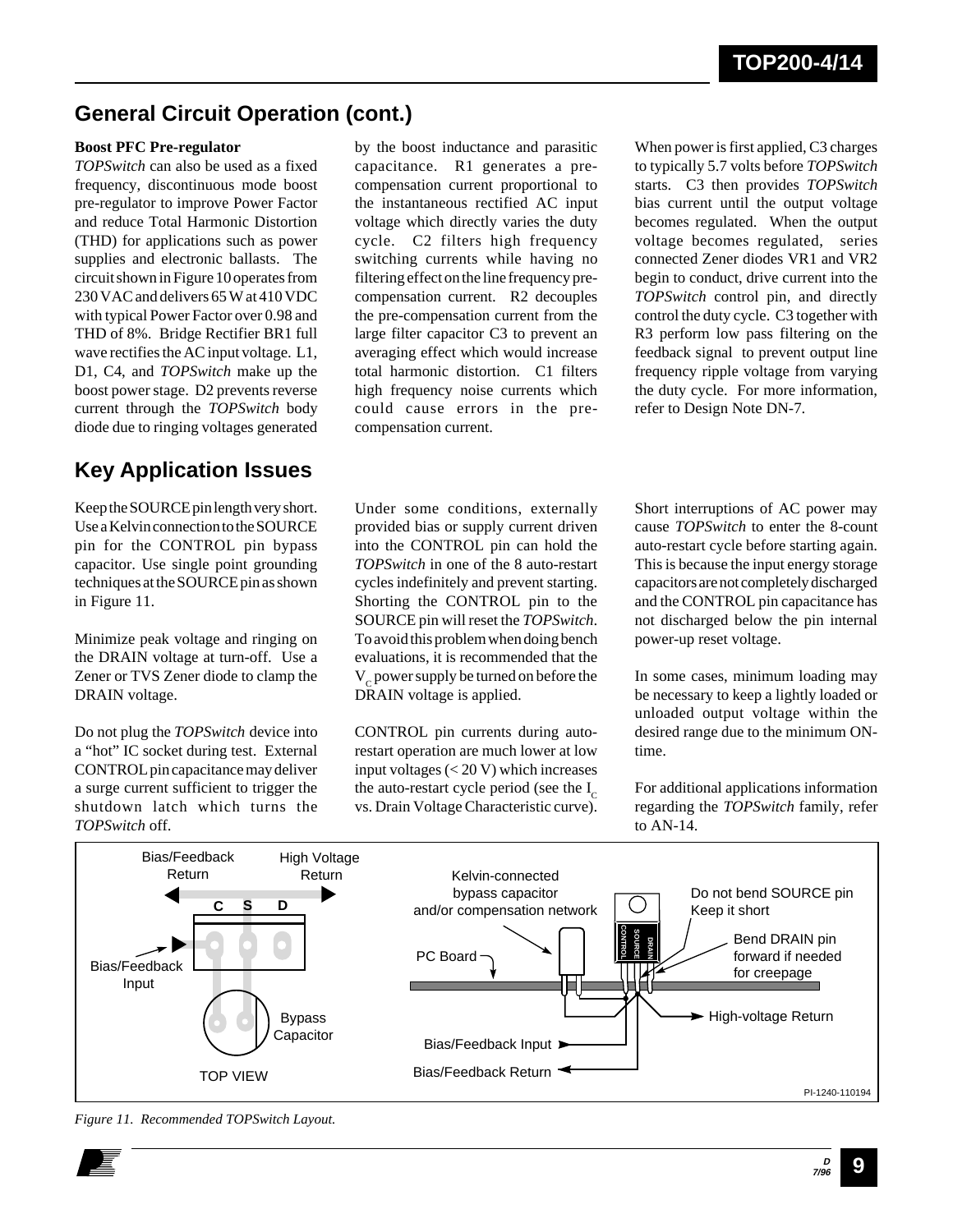## General Circuit Operation (cont.)

**Boost PFC Pre-regulator**

*TOPSwitch* can also be used as a fixed frequency, discontinuous mode boost pre-regulator to improve Power Factor and reduce Total Harmonic Distortion (THD) for applications such as power supplies and electronic ballasts. The circuit shown in Figure 10 operates from 230 VAC and delivers 65 W at 410 VDC with typical Power Factor over 0.98 and THD of 8%. Bridge Rectifier BR1 full wave rectifies the AC input voltage. L1, D1, C4, and *TOPSwitch* make up the boost power stage. D2 prevents reverse current through the *TOPSwitch* body diode due to ringing voltages generated by the boost inductance and parasitic capacitance. R1 generates a pre-compensation current proportional to the instantaneous rectified AC input voltage which directly varies the duty cycle. C2 filters high frequency switching currents while having no filtering effect on the line frequency pre-compensation current. R2 decouples the pre-compensation current from the large filter capacitor C3 to prevent an averaging effect which would increase total harmonic distortion. C1 filters high frequency noise currents which could cause errors in the pre-compensation current.

When power is first applied, C3 charges to typically 5.7 volts before *TOPSwitch* starts. C3 then provides *TOPSwitch* bias current until the output voltage becomes regulated. When the output voltage becomes regulated, series connected Zener diodes VR1 and VR2 begin to conduct, drive current into the *TOPSwitch* control pin, and directly control the duty cycle. C3 together with R3 perform low pass filtering on the feedback signal to prevent output line frequency ripple voltage from varying the duty cycle. For more information, refer to Design Note DN-7.

## Key Application Issues

Keep the SOURCE pin length very short. Use a Kelvin connection to the SOURCE pin for the CONTROL pin bypass capacitor. Use single point grounding techniques at the SOURCE pin as shown in Figure 11.

Minimize peak voltage and ringing on the DRAIN voltage at turn-off. Use a Zener or TVS Zener diode to clamp the DRAIN voltage.

Do not plug the *TOPSwitch* device into a "hot" IC socket during test. External CONTROL pin capacitance may deliver a surge current sufficient to trigger the shutdown latch which turns the *TOPSwitch* off.

Under some conditions, externally provided bias or supply current driven into the CONTROL pin can hold the *TOPSwitch* in one of the 8 auto-restart cycles indefinitely and prevent starting. Shorting the CONTROL pin to the SOURCE pin will reset the *TOPSwitch*. To avoid this problem when doing bench evaluations, it is recommended that the $V_C$ power supply be turned on before the DRAIN voltage is applied.

CONTROL pin currents during auto-restart operation are much lower at low input voltages (< 20 V) which increases the auto-restart cycle period (see the $I_C$ vs. Drain Voltage Characteristic curve).

Short interruptions of AC power may cause *TOPSwitch* to enter the 8-count auto-restart cycle before starting again. This is because the input energy storage capacitors are not completely discharged and the CONTROL pin capacitance has not discharged below the pin internal power-up reset voltage.

In some cases, minimum loading may be necessary to keep a lightly loaded or unloaded output voltage within the desired range due to the minimum ON-time.

For additional applications information regarding the *TOPSwitch* family, refer to AN-14.

*Figure 11. Recommended TOPSwitch Layout.*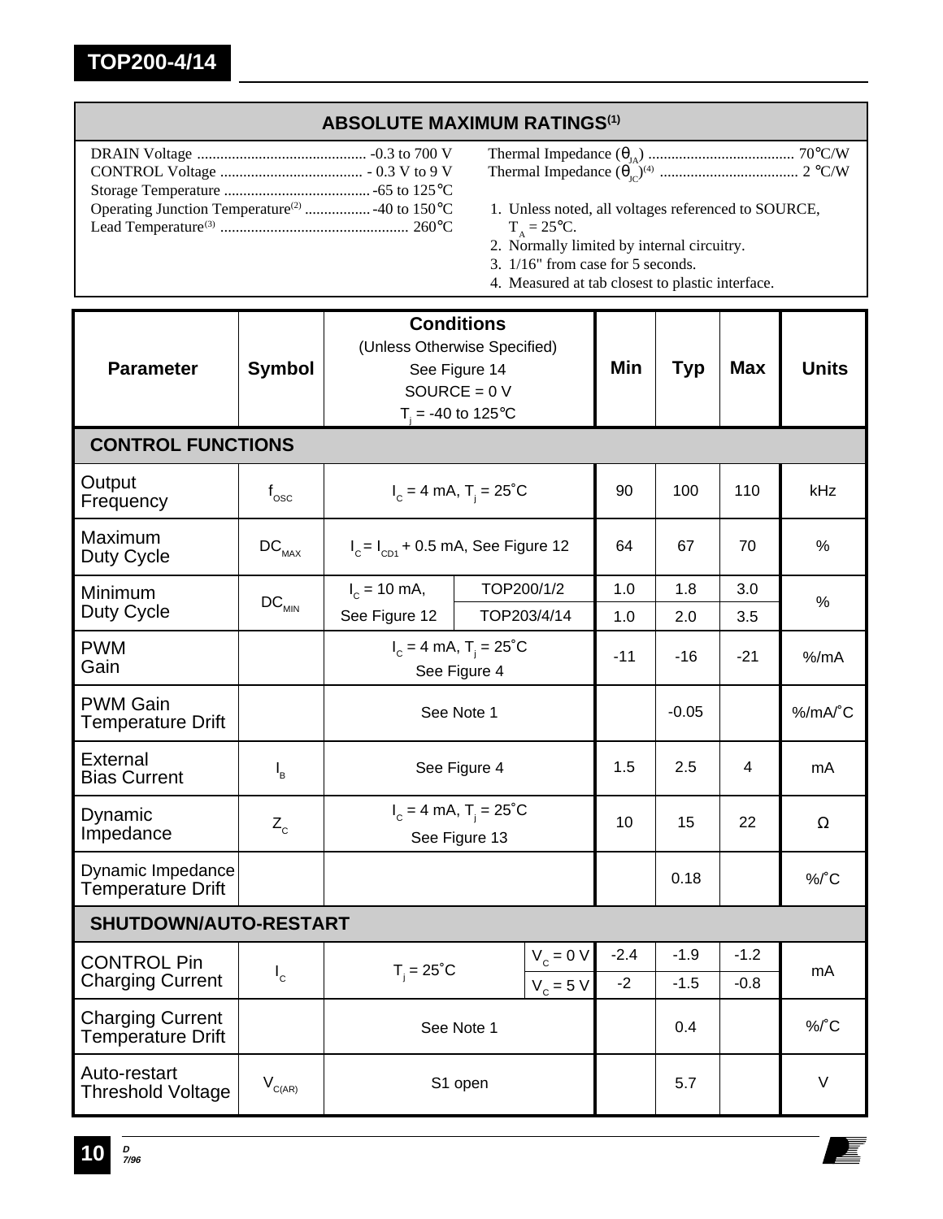## ABSOLUTE MAXIMUM RATINGS[1]

DRAIN Voltage ............................................ -0.3 to 700 V
CONTROL Voltage ..................................... - 0.3 V to 9 V
Storage Temperature ....................................... -65 to 125°C
Operating Junction Temperature[2] ................. -40 to 150°C
Lead Temperature[3] ................................................. 260°C

Thermal Impedance ($\theta_{JA}$) ...................................... 70°C/W
Thermal Impedance ($\theta_{JC}$)[4] .................................... 2 °C/W

1. Unless noted, all voltages referenced to SOURCE, $T_A$ = 25°C.
2. Normally limited by internal circuitry.
3. 1/16" from case for 5 seconds.
4. Measured at tab closest to plastic interface.

| Parameter | Symbol | Conditions (Unless Otherwise Specified) See Figure 14 SOURCE = 0 V $T_j$ = -40 to 125°C | | Min | Typ | Max | Units |
|---|---|---|---|---|---|---|---|
| **CONTROL FUNCTIONS** | | | | | | | |
| Output Frequency | $f_{OSC}$ | $I_C$ = 4 mA, $T_j$ = 25°C | | 90 | 100 | 110 | kHz |
| Maximum Duty Cycle | $DC_{MAX}$ | $I_C = I_{CD1}$ + 0.5 mA, See Figure 12 | | 64 | 67 | 70 | % |
| Minimum Duty Cycle | $DC_{MIN}$ | $I_C$ = 10 mA, See Figure 12 | TOP200/1/2 | 1.0 | 1.8 | 3.0 | % |
| | | | TOP203/4/14 | 1.0 | 2.0 | 3.5 | |
| PWM Gain | | $I_C$ = 4 mA, $T_j$ = 25°C See Figure 4 | | -11 | -16 | -21 | %/mA |
| PWM Gain Temperature Drift | | See Note 1 | | | -0.05 | | %/mA/°C |
| External Bias Current | $I_B$ | See Figure 4 | | 1.5 | 2.5 | 4 | mA |
| Dynamic Impedance | $Z_C$ | $I_C$ = 4 mA, $T_j$ = 25°C See Figure 13 | | 10 | 15 | 22 | Ω |
| Dynamic Impedance Temperature Drift | | | | | 0.18 | | %/°C |
| **SHUTDOWN/AUTO-RESTART** | | | | | | | |
| CONTROL Pin Charging Current | $I_C$ | $T_j$ = 25°C | $V_C$ = 0 V | -2.4 | -1.9 | -1.2 | mA |
| | | | $V_C$ = 5 V | -2 | -1.5 | -0.8 | |
| Charging Current Temperature Drift | | See Note 1 | | | 0.4 | | %/°C |
| Auto-restart Threshold Voltage | $V_{C(AR)}$ | S1 open | | | 5.7 | | V |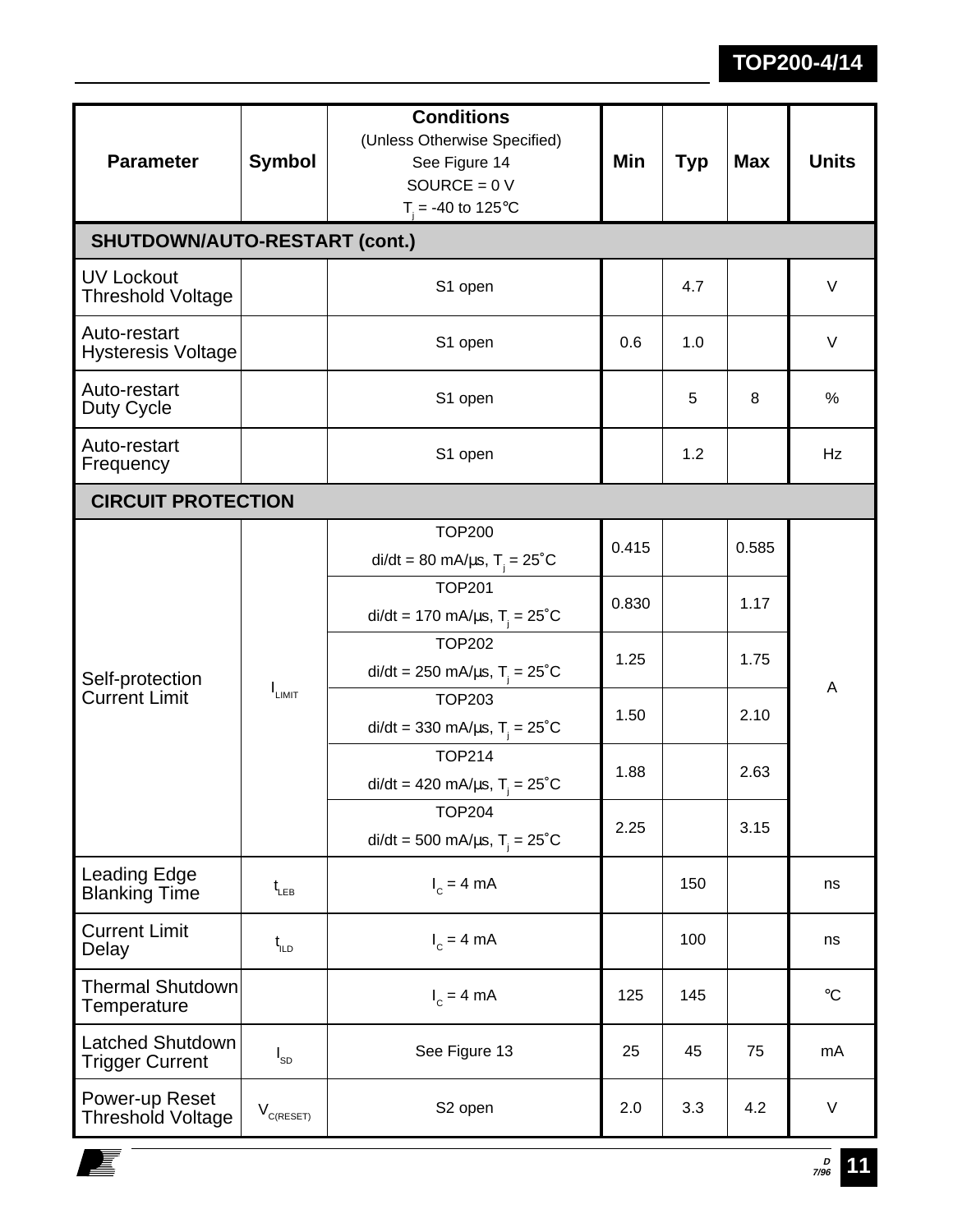| Parameter | Symbol | Conditions (Unless Otherwise Specified) See Figure 14 SOURCE = 0 V $T_j$ = -40 to 125°C | Min | Typ | Max | Units |
|---|---|---|---|---|---|---|
| **SHUTDOWN/AUTO-RESTART (cont.)** | | | | | | |
| UV Lockout Threshold Voltage | | S1 open | | 4.7 | | V |
| Auto-restart Hysteresis Voltage | | S1 open | 0.6 | 1.0 | | V |
| Auto-restart Duty Cycle | | S1 open | | 5 | 8 | % |
| Auto-restart Frequency | | S1 open | | 1.2 | | Hz |
| **CIRCUIT PROTECTION** | | | | | | |
| Self-protection Current Limit | $I_{LIMIT}$ | TOP200 di/dt = 80 mA/µs, $T_j$ = 25˚C | 0.415 | | 0.585 | A |
| | | TOP201 di/dt = 170 mA/µs, $T_j$ = 25˚C | 0.830 | | 1.17 | |
| | | TOP202 di/dt = 250 mA/µs, $T_j$ = 25˚C | 1.25 | | 1.75 | |
| | | TOP203 di/dt = 330 mA/µs, $T_j$ = 25˚C | 1.50 | | 2.10 | |
| | | TOP214 di/dt = 420 mA/µs, $T_j$ = 25˚C | 1.88 | | 2.63 | |
| | | TOP204 di/dt = 500 mA/µs, $T_j$ = 25˚C | 2.25 | | 3.15 | |
| Leading Edge Blanking Time | $t_{LEB}$ | $I_C$ = 4 mA | | 150 | | ns |
| Current Limit Delay | $t_{ILD}$ | $I_C$ = 4 mA | | 100 | | ns |
| Thermal Shutdown Temperature | | $I_C$ = 4 mA | 125 | 145 | | °C |
| Latched Shutdown Trigger Current | $I_{SD}$ | See Figure 13 | 25 | 45 | 75 | mA |
| Power-up Reset Threshold Voltage | $V_{C(RESET)}$ | S2 open | 2.0 | 3.3 | 4.2 | V |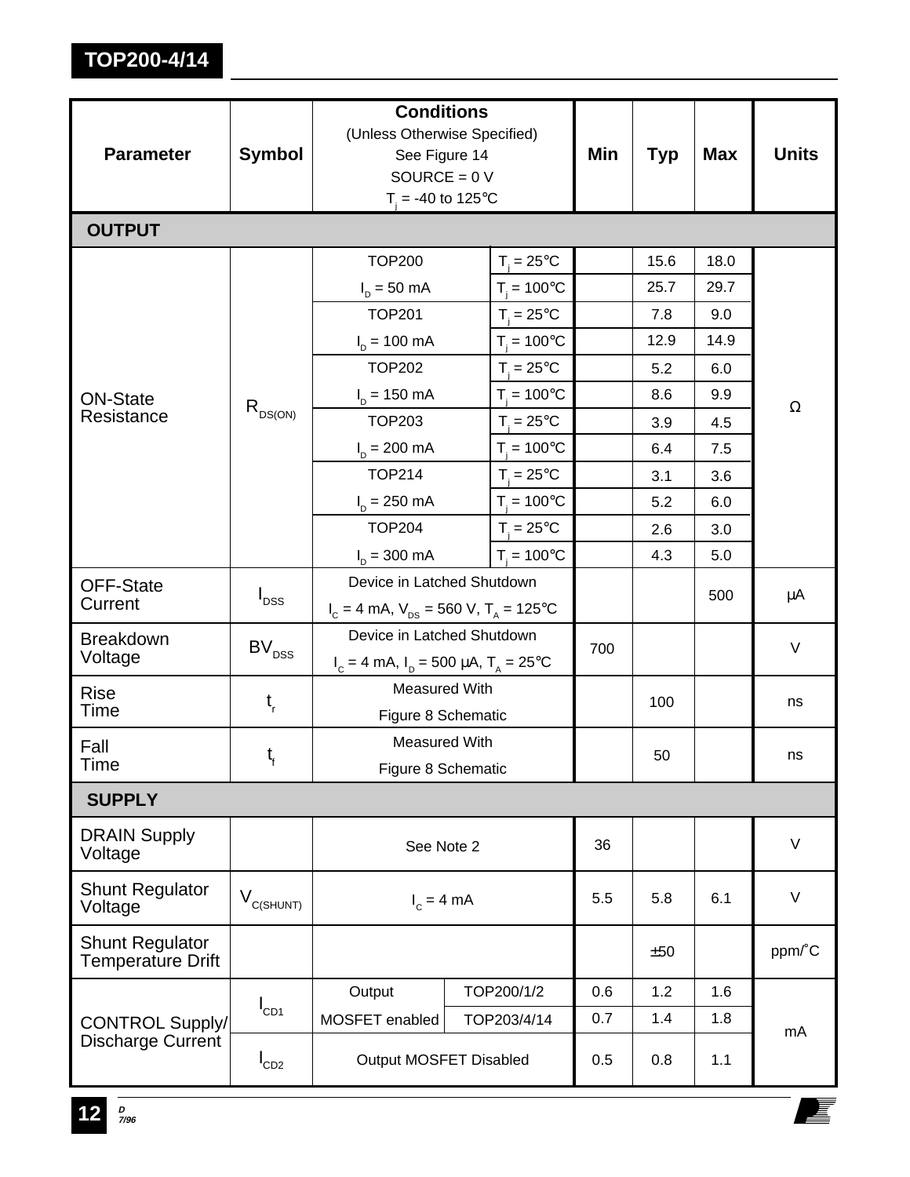| Parameter | Symbol | Conditions (Unless Otherwise Specified) See Figure 14 SOURCE = 0 V $T_j$ = -40 to 125°C | | Min | Typ | Max | Units |
|---|---|---|---|---|---|---|---|
| **OUTPUT** | | | | | | | |
| ON-State Resistance | $R_{DS(ON)}$ | TOP200 | $T_j$ = 25°C | | 15.6 | 18.0 | Ω |
| | | $I_D$ = 50 mA | $T_j$ = 100°C | | 25.7 | 29.7 | |
| | | TOP201 | $T_j$ = 25°C | | 7.8 | 9.0 | |
| | | $I_D$ = 100 mA | $T_j$ = 100°C | | 12.9 | 14.9 | |
| | | TOP202 | $T_j$ = 25°C | | 5.2 | 6.0 | |
| | | $I_D$ = 150 mA | $T_j$ = 100°C | | 8.6 | 9.9 | |
| | | TOP203 | $T_j$ = 25°C | | 3.9 | 4.5 | |
| | | $I_D$ = 200 mA | $T_j$ = 100°C | | 6.4 | 7.5 | |
| | | TOP214 | $T_j$ = 25°C | | 3.1 | 3.6 | |
| | | $I_D$ = 250 mA | $T_j$ = 100°C | | 5.2 | 6.0 | |
| | | TOP204 | $T_j$ = 25°C | | 2.6 | 3.0 | |
| | | $I_D$ = 300 mA | $T_j$ = 100°C | | 4.3 | 5.0 | |
| OFF-State Current | $I_{DSS}$ | Device in Latched Shutdown $I_C$ = 4 mA, $V_{DS}$ = 560 V, $T_A$ = 125°C | | | | 500 | μA |
| Breakdown Voltage | $BV_{DSS}$ | Device in Latched Shutdown $I_C$ = 4 mA, $I_D$ = 500 μA, $T_A$ = 25°C | | 700 | | | V |
| Rise Time | $t_r$ | Measured With Figure 8 Schematic | | | 100 | | ns |
| Fall Time | $t_f$ | Measured With Figure 8 Schematic | | | 50 | | ns |
| **SUPPLY** | | | | | | | |
| DRAIN Supply Voltage | | See Note 2 | | 36 | | | V |
| Shunt Regulator Voltage | $V_{C(SHUNT)}$ | $I_C$ = 4 mA | | 5.5 | 5.8 | 6.1 | V |
| Shunt Regulator Temperature Drift | | | | | ±50 | | ppm/°C |
| CONTROL Supply/ Discharge Current | $I_{CD1}$ | Output MOSFET enabled | TOP200/1/2 | 0.6 | 1.2 | 1.6 | mA |
| | | | TOP203/4/14 | 0.7 | 1.4 | 1.8 | |
| | $I_{CD2}$ | Output MOSFET Disabled | | 0.5 | 0.8 | 1.1 | |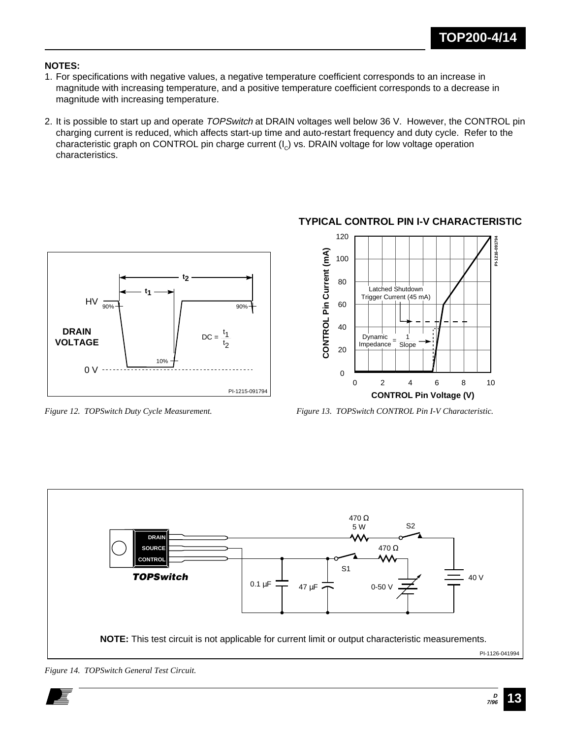**NOTES:**

1. For specifications with negative values, a negative temperature coefficient corresponds to an increase in magnitude with increasing temperature, and a positive temperature coefficient corresponds to a decrease in magnitude with increasing temperature.

2. It is possible to start up and operate *TOPSwitch* at DRAIN voltages well below 36 V. However, the CONTROL pin charging current is reduced, which affects start-up time and auto-restart frequency and duty cycle. Refer to the characteristic graph on CONTROL pin charge current ($I_C$) vs. DRAIN voltage for low voltage operation characteristics.

*Figure 12. TOPSwitch Duty Cycle Measurement.*

*Figure 13. TOPSwitch CONTROL Pin I-V Characteristic.*

**NOTE:** This test circuit is not applicable for current limit or output characteristic measurements.

*Figure 14. TOPSwitch General Test Circuit.*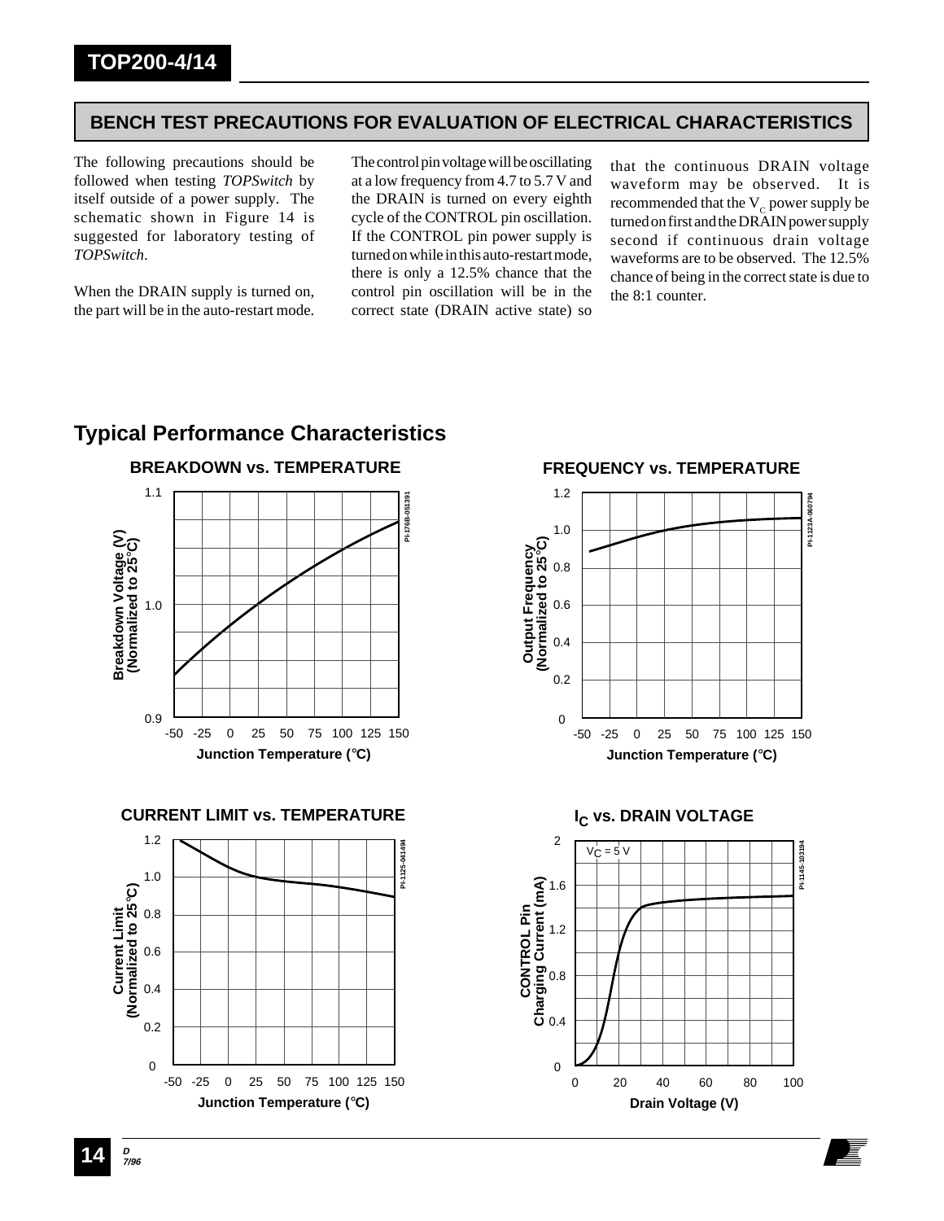## BENCH TEST PRECAUTIONS FOR EVALUATION OF ELECTRICAL CHARACTERISTICS

The following precautions should be followed when testing *TOPSwitch* by itself outside of a power supply. The schematic shown in Figure 14 is suggested for laboratory testing of *TOPSwitch*.

When the DRAIN supply is turned on, the part will be in the auto-restart mode. The control pin voltage will be oscillating at a low frequency from 4.7 to 5.7 V and the DRAIN is turned on every eighth cycle of the CONTROL pin oscillation. If the CONTROL pin power supply is turned on while in this auto-restart mode, there is only a 12.5% chance that the control pin oscillation will be in the correct state (DRAIN active state) so that the continuous DRAIN voltage waveform may be observed. It is recommended that the $V_C$ power supply be turned on first and the DRAIN power supply second if continuous drain voltage waveforms are to be observed. The 12.5% chance of being in the correct state is due to the 8:1 counter.

## Typical Performance Characteristics

**BREAKDOWN vs. TEMPERATURE**

**FREQUENCY vs. TEMPERATURE**

**CURRENT LIMIT vs. TEMPERATURE**

**$I_C$ vs. DRAIN VOLTAGE**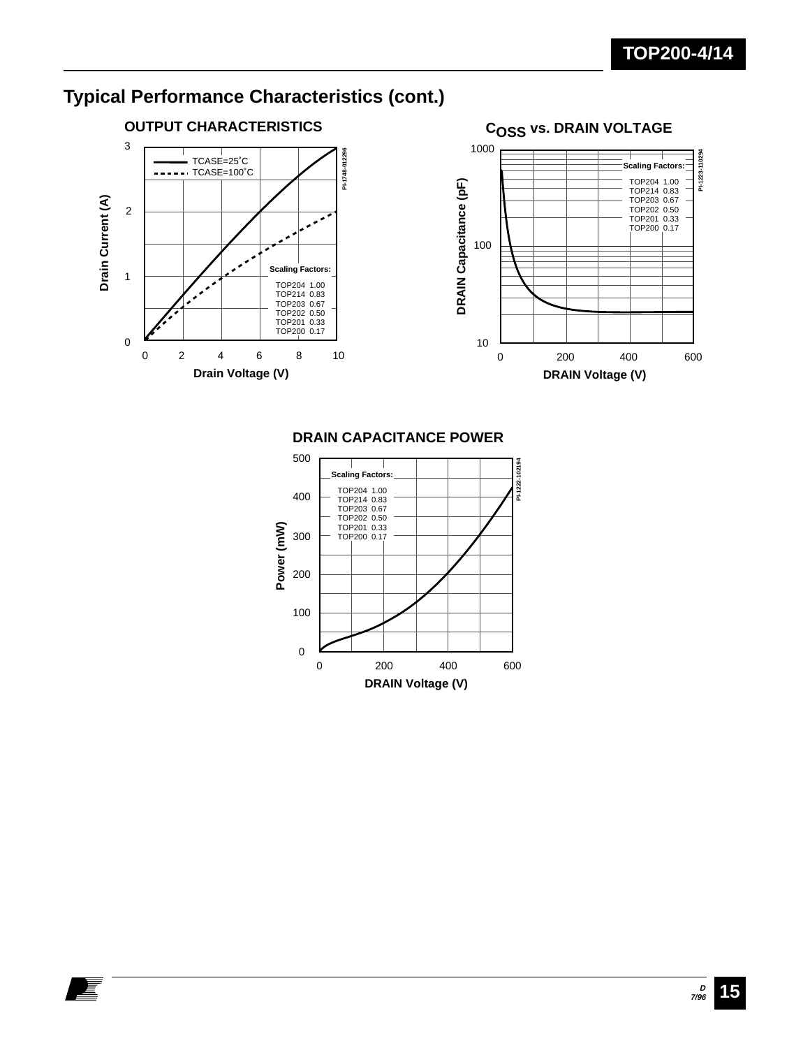## Typical Performance Characteristics (cont.)

**OUTPUT CHARACTERISTICS**

TCASE=25˚C
TCASE=100˚C

Scaling Factors:

TOP204 1.00
TOP214 0.83
TOP203 0.67
TOP202 0.50
TOP201 0.33
TOP200 0.17

Drain Current (A)

Drain Voltage (V)

PI-1748-012296

**$C_{OSS}$ vs. DRAIN VOLTAGE**

Scaling Factors:

TOP204 1.00
TOP214 0.83
TOP203 0.67
TOP202 0.50
TOP201 0.33
TOP200 0.17

DRAIN Capacitance (pF)

DRAIN Voltage (V)

PI-1223-110294

**DRAIN CAPACITANCE POWER**

Scaling Factors:

TOP204 1.00
TOP214 0.83
TOP203 0.67
TOP202 0.50
TOP201 0.33
TOP200 0.17

Power (mW)

DRAIN Voltage (V)

PI-1222-102194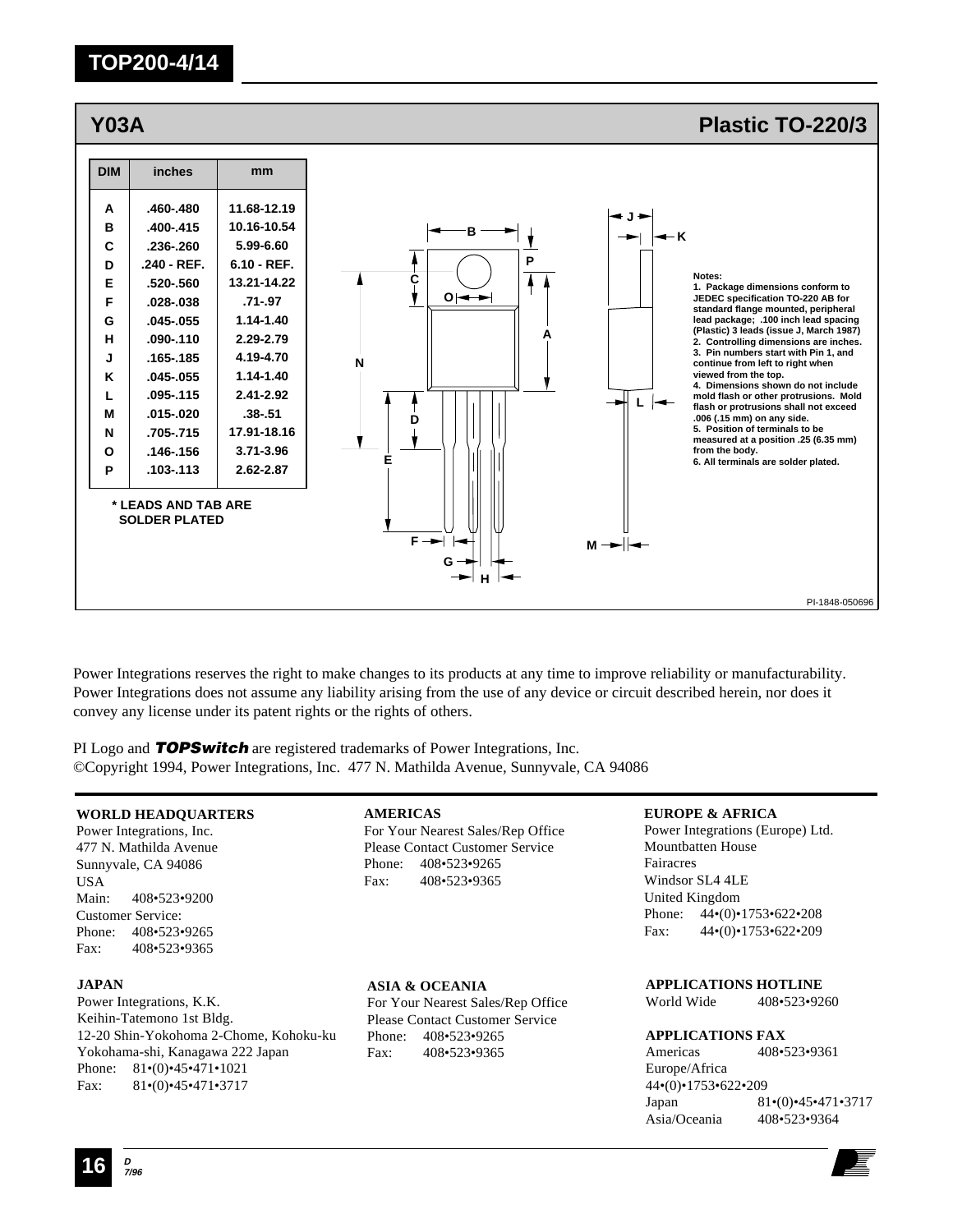## Y03A — Plastic TO-220/3

| DIM | inches | mm |
|---|---|---|
| A | .460-.480 | 11.68-12.19 |
| B | .400-.415 | 10.16-10.54 |
| C | .236-.260 | 5.99-6.60 |
| D | .240 - REF. | 6.10 - REF. |
| E | .520-.560 | 13.21-14.22 |
| F | .028-.038 | .71-.97 |
| G | .045-.055 | 1.14-1.40 |
| H | .090-.110 | 2.29-2.79 |
| J | .165-.185 | 4.19-4.70 |
| K | .045-.055 | 1.14-1.40 |
| L | .095-.115 | 2.41-2.92 |
| M | .015-.020 | .38-.51 |
| N | .705-.715 | 17.91-18.16 |
| O | .146-.156 | 3.71-3.96 |
| P | .103-.113 | 2.62-2.87 |

**\* LEADS AND TAB ARE SOLDER PLATED**

B
P
C
O
A
N
D
E
F
G
H
J
K
L
M

**Notes:**
1. Package dimensions conform to JEDEC specification TO-220 AB for standard flange mounted, peripheral lead package; .100 inch lead spacing (Plastic) 3 leads (issue J, March 1987)
2. Controlling dimensions are inches.
3. Pin numbers start with Pin 1, and continue from left to right when viewed from the top.
4. Dimensions shown do not include mold flash or other protrusions. Mold flash or protrusions shall not exceed .006 (.15 mm) on any side.
5. Position of terminals to be measured at a position .25 (6.35 mm) from the body.
6. All terminals are solder plated.

PI-1848-050696

Power Integrations reserves the right to make changes to its products at any time to improve reliability or manufacturability. Power Integrations does not assume any liability arising from the use of any device or circuit described herein, nor does it convey any license under its patent rights or the rights of others.

PI Logo and ***TOPSwitch*** are registered trademarks of Power Integrations, Inc.
©Copyright 1994, Power Integrations, Inc. 477 N. Mathilda Avenue, Sunnyvale, CA 94086

**WORLD HEADQUARTERS**
Power Integrations, Inc.
477 N. Mathilda Avenue
Sunnyvale, CA 94086
USA
Main: 408•523•9200
Customer Service:
Phone: 408•523•9265
Fax: 408•523•9365

**AMERICAS**
For Your Nearest Sales/Rep Office
Please Contact Customer Service
Phone: 408•523•9265
Fax: 408•523•9365

**EUROPE & AFRICA**
Power Integrations (Europe) Ltd.
Mountbatten House
Fairacres
Windsor SL4 4LE
United Kingdom
Phone: 44•(0)•1753•622•208
Fax: 44•(0)•1753•622•209

**JAPAN**
Power Integrations, K.K.
Keihin-Tatemono 1st Bldg.
12-20 Shin-Yokohoma 2-Chome, Kohoku-ku
Yokohama-shi, Kanagawa 222 Japan
Phone: 81•(0)•45•471•1021
Fax: 81•(0)•45•471•3717

**ASIA & OCEANIA**
For Your Nearest Sales/Rep Office
Please Contact Customer Service
Phone: 408•523•9265
Fax: 408•523•9365

**APPLICATIONS HOTLINE**
World Wide 408•523•9260

**APPLICATIONS FAX**
Americas 408•523•9361
Europe/Africa 44•(0)•1753•622•209
Japan 81•(0)•45•471•3717
Asia/Oceania 408•523•9364